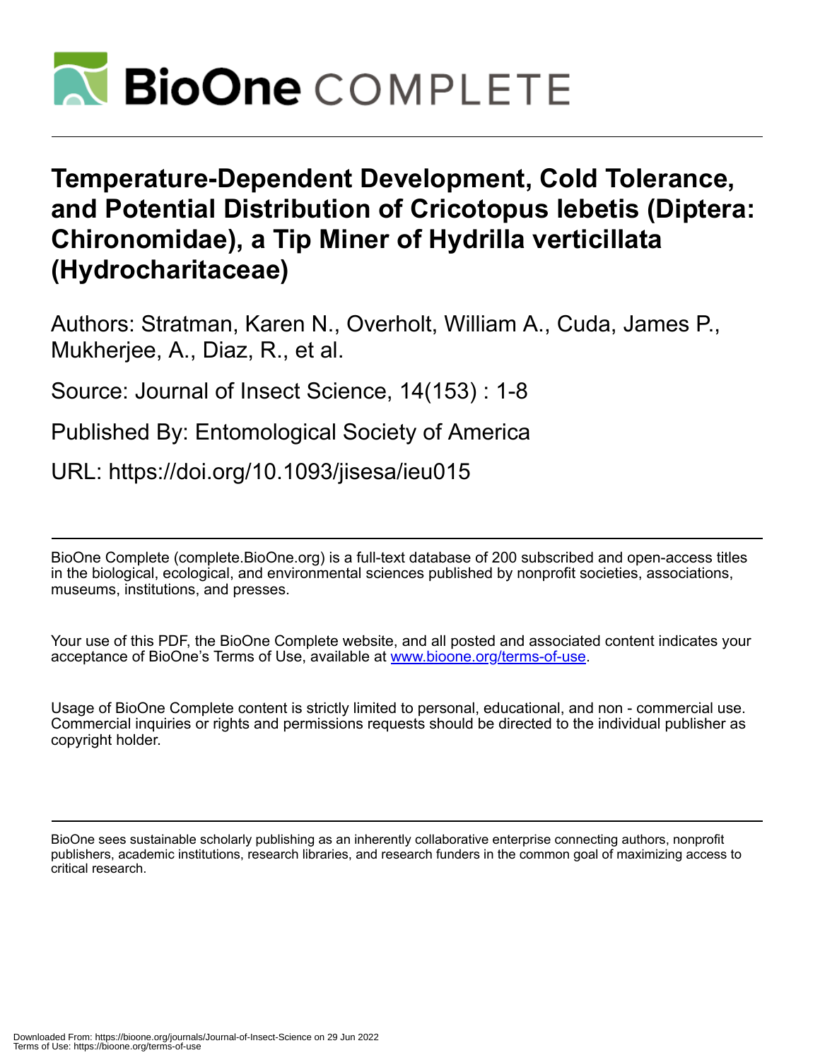# Temperature-Dependent Development, Cold Tolerance, and Potential Distribution of Cricotopus lebetis (Diptera: Chironomidae), a Tip Miner of Hydrilla verticillata (Hydrocharitaceae)

Authors: Stratman, Karen N., Overholt, William A., Cuda, James P., Mukherjee, A., Diaz, R., et al.

Source: Journal of Insect Science, 14(153) : 1-8

Published By: Entomological Society of America

URL: https://doi.org/10.1093/jisesa/ieu015

---

BioOne Complete (complete.BioOne.org) is a full-text database of 200 subscribed and open-access titles in the biological, ecological, and environmental sciences published by nonprofit societies, associations, museums, institutions, and presses.

Your use of this PDF, the BioOne Complete website, and all posted and associated content indicates your acceptance of BioOne's Terms of Use, available at www.bioone.org/terms-of-use.

Usage of BioOne Complete content is strictly limited to personal, educational, and non - commercial use. Commercial inquiries or rights and permissions requests should be directed to the individual publisher as copyright holder.

---

BioOne sees sustainable scholarly publishing as an inherently collaborative enterprise connecting authors, nonprofit publishers, academic institutions, research libraries, and research funders in the common goal of maximizing access to critical research.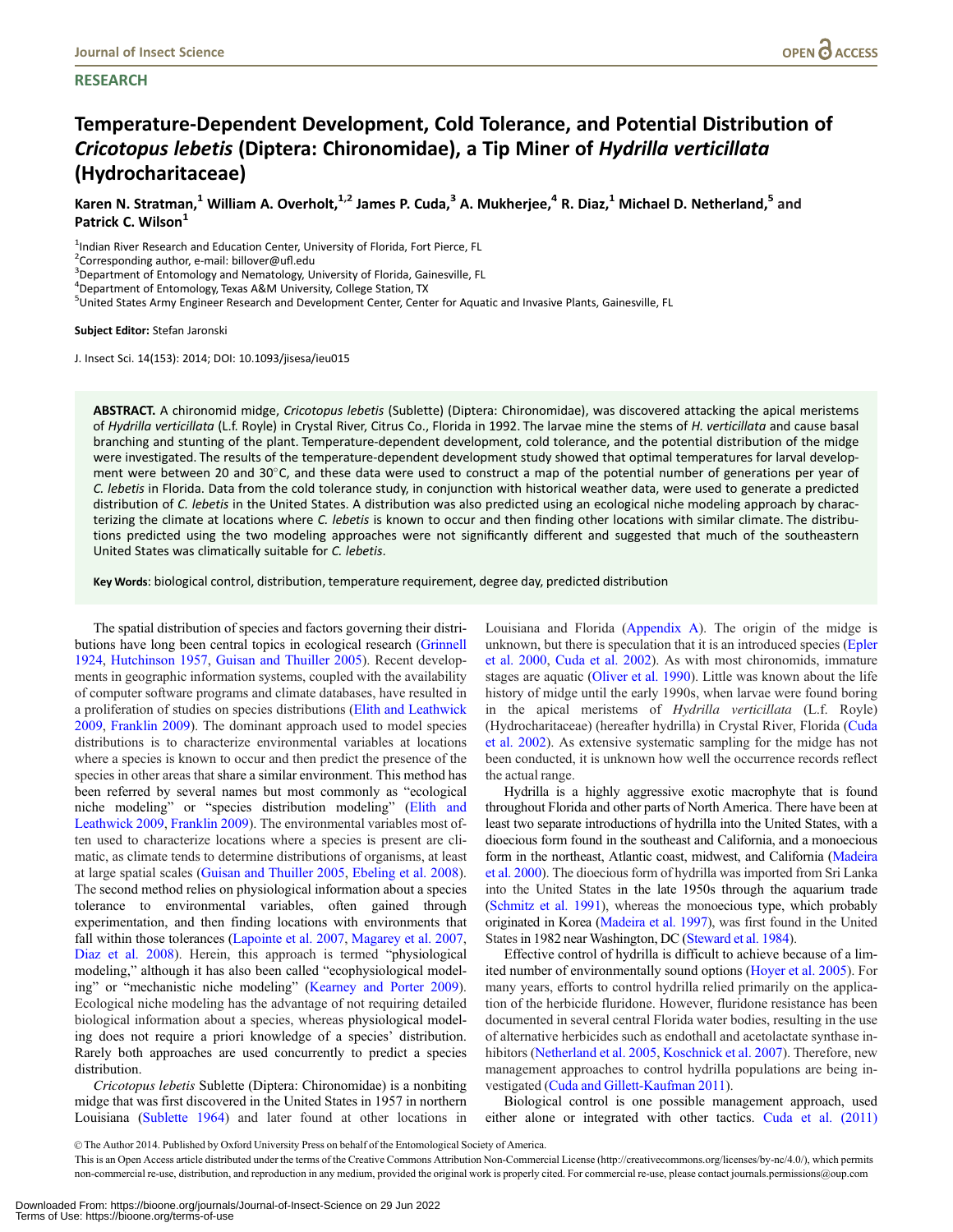# Temperature-Dependent Development, Cold Tolerance, and Potential Distribution of *Cricotopus lebetis* (Diptera: Chironomidae), a Tip Miner of *Hydrilla verticillata* (Hydrocharitaceae)

**Karen N. Stratman,[1] William A. Overholt,[1,2] James P. Cuda,[3] A. Mukherjee,[4] R. Diaz,[1] Michael D. Netherland,[5] and Patrick C. Wilson[1]**

[1]Indian River Research and Education Center, University of Florida, Fort Pierce, FL
[2]Corresponding author, e-mail: billover@ufl.edu
[3]Department of Entomology and Nematology, University of Florida, Gainesville, FL
[4]Department of Entomology, Texas A&M University, College Station, TX
[5]United States Army Engineer Research and Development Center, Center for Aquatic and Invasive Plants, Gainesville, FL

**Subject Editor:** Stefan Jaronski

J. Insect Sci. 14(153): 2014; DOI: 10.1093/jisesa/ieu015

**ABSTRACT.** A chironomid midge, *Cricotopus lebetis* (Sublette) (Diptera: Chironomidae), was discovered attacking the apical meristems of *Hydrilla verticillata* (L.f. Royle) in Crystal River, Citrus Co., Florida in 1992. The larvae mine the stems of *H. verticillata* and cause basal branching and stunting of the plant. Temperature-dependent development, cold tolerance, and the potential distribution of the midge were investigated. The results of the temperature-dependent development study showed that optimal temperatures for larval development were between 20 and 30°C, and these data were used to construct a map of the potential number of generations per year of *C. lebetis* in Florida. Data from the cold tolerance study, in conjunction with historical weather data, were used to generate a predicted distribution of *C. lebetis* in the United States. A distribution was also predicted using an ecological niche modeling approach by characterizing the climate at locations where *C. lebetis* is known to occur and then finding other locations with similar climate. The distributions predicted using the two modeling approaches were not significantly different and suggested that much of the southeastern United States was climatically suitable for *C. lebetis*.

**Key Words**: biological control, distribution, temperature requirement, degree day, predicted distribution

The spatial distribution of species and factors governing their distributions have long been central topics in ecological research (Grinnell 1924, Hutchinson 1957, Guisan and Thuiller 2005). Recent developments in geographic information systems, coupled with the availability of computer software programs and climate databases, have resulted in a proliferation of studies on species distributions (Elith and Leathwick 2009, Franklin 2009). The dominant approach used to model species distributions is to characterize environmental variables at locations where a species is known to occur and then predict the presence of the species in other areas that share a similar environment. This method has been referred by several names but most commonly as "ecological niche modeling" or "species distribution modeling" (Elith and Leathwick 2009, Franklin 2009). The environmental variables most often used to characterize locations where a species is present are climatic, as climate tends to determine distributions of organisms, at least at large spatial scales (Guisan and Thuiller 2005, Ebeling et al. 2008). The second method relies on physiological information about a species tolerance to environmental variables, often gained through experimentation, and then finding locations with environments that fall within those tolerances (Lapointe et al. 2007, Magarey et al. 2007, Diaz et al. 2008). Herein, this approach is termed "physiological modeling," although it has also been called "ecophysiological modeling" or "mechanistic niche modeling" (Kearney and Porter 2009). Ecological niche modeling has the advantage of not requiring detailed biological information about a species, whereas physiological modeling does not require a priori knowledge of a species' distribution. Rarely both approaches are used concurrently to predict a species distribution.

*Cricotopus lebetis* Sublette (Diptera: Chironomidae) is a nonbiting midge that was first discovered in the United States in 1957 in northern Louisiana (Sublette 1964) and later found at other locations in Louisiana and Florida (Appendix A). The origin of the midge is unknown, but there is speculation that it is an introduced species (Epler et al. 2000, Cuda et al. 2002). As with most chironomids, immature stages are aquatic (Oliver et al. 1990). Little was known about the life history of midge until the early 1990s, when larvae were found boring in the apical meristems of *Hydrilla verticillata* (L.f. Royle) (Hydrocharitaceae) (hereafter hydrilla) in Crystal River, Florida (Cuda et al. 2002). As extensive systematic sampling for the midge has not been conducted, it is unknown how well the occurrence records reflect the actual range.

Hydrilla is a highly aggressive exotic macrophyte that is found throughout Florida and other parts of North America. There have been at least two separate introductions of hydrilla into the United States, with a dioecious form found in the southeast and California, and a monoecious form in the northeast, Atlantic coast, midwest, and California (Madeira et al. 2000). The dioecious form of hydrilla was imported from Sri Lanka into the United States in the late 1950s through the aquarium trade (Schmitz et al. 1991), whereas the monoecious type, which probably originated in Korea (Madeira et al. 1997), was first found in the United States in 1982 near Washington, DC (Steward et al. 1984).

Effective control of hydrilla is difficult to achieve because of a limited number of environmentally sound options (Hoyer et al. 2005). For many years, efforts to control hydrilla relied primarily on the application of the herbicide fluridone. However, fluridone resistance has been documented in several central Florida water bodies, resulting in the use of alternative herbicides such as endothall and acetolactate synthase inhibitors (Netherland et al. 2005, Koschnick et al. 2007). Therefore, new management approaches to control hydrilla populations are being investigated (Cuda and Gillett-Kaufman 2011).

Biological control is one possible management approach, used either alone or integrated with other tactics. Cuda et al. (2011)

© The Author 2014. Published by Oxford University Press on behalf of the Entomological Society of America.
This is an Open Access article distributed under the terms of the Creative Commons Attribution Non-Commercial License (http://creativecommons.org/licenses/by-nc/4.0/), which permits non-commercial re-use, distribution, and reproduction in any medium, provided the original work is properly cited. For commercial re-use, please contact journals.permissions@oup.com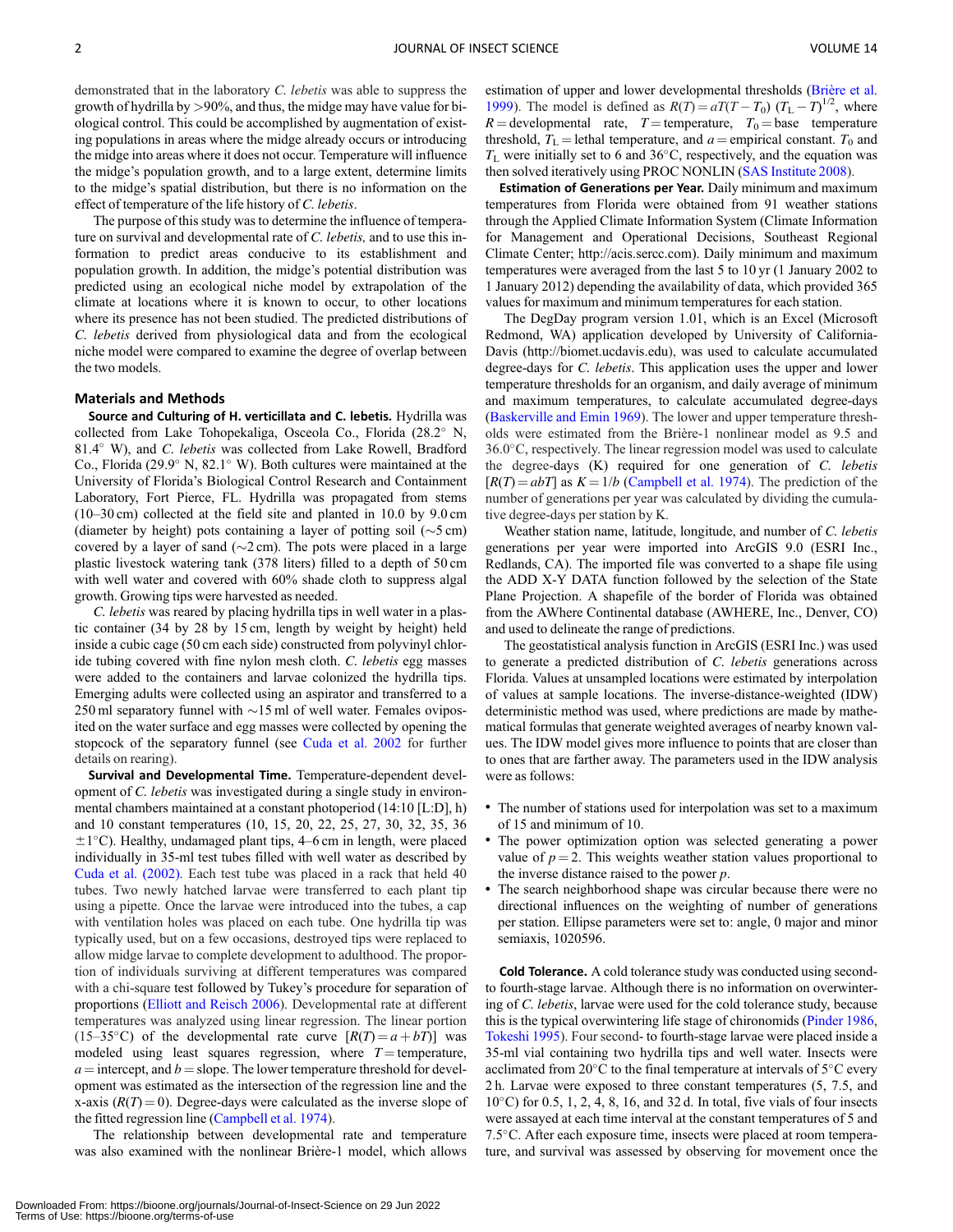demonstrated that in the laboratory *C. lebetis* was able to suppress the growth of hydrilla by >90%, and thus, the midge may have value for biological control. This could be accomplished by augmentation of existing populations in areas where the midge already occurs or introducing the midge into areas where it does not occur. Temperature will influence the midge's population growth, and to a large extent, determine limits to the midge's spatial distribution, but there is no information on the effect of temperature of the life history of *C. lebetis*.

The purpose of this study was to determine the influence of temperature on survival and developmental rate of *C. lebetis,* and to use this information to predict areas conducive to its establishment and population growth. In addition, the midge's potential distribution was predicted using an ecological niche model by extrapolation of the climate at locations where it is known to occur, to other locations where its presence has not been studied. The predicted distributions of *C. lebetis* derived from physiological data and from the ecological niche model were compared to examine the degree of overlap between the two models.

## Materials and Methods

**Source and Culturing of H. verticillata and C. lebetis.** Hydrilla was collected from Lake Tohopekaliga, Osceola Co., Florida (28.2° N, 81.4° W), and *C. lebetis* was collected from Lake Rowell, Bradford Co., Florida (29.9° N, 82.1° W). Both cultures were maintained at the University of Florida's Biological Control Research and Containment Laboratory, Fort Pierce, FL. Hydrilla was propagated from stems (10–30 cm) collected at the field site and planted in 10.0 by 9.0 cm (diameter by height) pots containing a layer of potting soil (~5 cm) covered by a layer of sand (~2 cm). The pots were placed in a large plastic livestock watering tank (378 liters) filled to a depth of 50 cm with well water and covered with 60% shade cloth to suppress algal growth. Growing tips were harvested as needed.

*C. lebetis* was reared by placing hydrilla tips in well water in a plastic container (34 by 28 by 15 cm, length by weight by height) held inside a cubic cage (50 cm each side) constructed from polyvinyl chloride tubing covered with fine nylon mesh cloth. *C. lebetis* egg masses were added to the containers and larvae colonized the hydrilla tips. Emerging adults were collected using an aspirator and transferred to a 250 ml separatory funnel with ~15 ml of well water. Females oviposited on the water surface and egg masses were collected by opening the stopcock of the separatory funnel (see Cuda et al. 2002 for further details on rearing).

**Survival and Developmental Time.** Temperature-dependent development of *C. lebetis* was investigated during a single study in environmental chambers maintained at a constant photoperiod (14:10 [L:D], h) and 10 constant temperatures (10, 15, 20, 22, 25, 27, 30, 32, 35, 36 ±1°C). Healthy, undamaged plant tips, 4–6 cm in length, were placed individually in 35-ml test tubes filled with well water as described by Cuda et al. (2002). Each test tube was placed in a rack that held 40 tubes. Two newly hatched larvae were transferred to each plant tip using a pipette. Once the larvae were introduced into the tubes, a cap with ventilation holes was placed on each tube. One hydrilla tip was typically used, but on a few occasions, destroyed tips were replaced to allow midge larvae to complete development to adulthood. The proportion of individuals surviving at different temperatures was compared with a chi-square test followed by Tukey's procedure for separation of proportions (Elliott and Reisch 2006). Developmental rate at different temperatures was analyzed using linear regression. The linear portion (15–35°C) of the developmental rate curve [$R(T) = a + bT$)] was modeled using least squares regression, where $T$ = temperature, $a$ = intercept, and $b$ = slope. The lower temperature threshold for development was estimated as the intersection of the regression line and the x-axis ($R(T) = 0$). Degree-days were calculated as the inverse slope of the fitted regression line (Campbell et al. 1974).

The relationship between developmental rate and temperature was also examined with the nonlinear Brière-1 model, which allows estimation of upper and lower developmental thresholds (Brière et al. 1999). The model is defined as $R(T) = aT(T - T_0)\ (T_L - T)^{1/2}$, where $R$ = developmental rate, $T$ = temperature, $T_0$ = base temperature threshold, $T_L$ = lethal temperature, and $a$ = empirical constant. $T_0$ and $T_L$ were initially set to 6 and 36°C, respectively, and the equation was then solved iteratively using PROC NONLIN (SAS Institute 2008).

**Estimation of Generations per Year.** Daily minimum and maximum temperatures from Florida were obtained from 91 weather stations through the Applied Climate Information System (Climate Information for Management and Operational Decisions, Southeast Regional Climate Center; http://acis.sercc.com). Daily minimum and maximum temperatures were averaged from the last 5 to 10 yr (1 January 2002 to 1 January 2012) depending the availability of data, which provided 365 values for maximum and minimum temperatures for each station.

The DegDay program version 1.01, which is an Excel (Microsoft Redmond, WA) application developed by University of California-Davis (http://biomet.ucdavis.edu), was used to calculate accumulated degree-days for *C. lebetis*. This application uses the upper and lower temperature thresholds for an organism, and daily average of minimum and maximum temperatures, to calculate accumulated degree-days (Baskerville and Emin 1969). The lower and upper temperature thresholds were estimated from the Brière-1 nonlinear model as 9.5 and 36.0°C, respectively. The linear regression model was used to calculate the degree-days (K) required for one generation of *C. lebetis* [$R(T) = abT$] as $K = 1/b$ (Campbell et al. 1974). The prediction of the number of generations per year was calculated by dividing the cumulative degree-days per station by K.

Weather station name, latitude, longitude, and number of *C. lebetis* generations per year were imported into ArcGIS 9.0 (ESRI Inc., Redlands, CA). The imported file was converted to a shape file using the ADD X-Y DATA function followed by the selection of the State Plane Projection. A shapefile of the border of Florida was obtained from the AWhere Continental database (AWHERE, Inc., Denver, CO) and used to delineate the range of predictions.

The geostatistical analysis function in ArcGIS (ESRI Inc.) was used to generate a predicted distribution of *C. lebetis* generations across Florida. Values at unsampled locations were estimated by interpolation of values at sample locations. The inverse-distance-weighted (IDW) deterministic method was used, where predictions are made by mathematical formulas that generate weighted averages of nearby known values. The IDW model gives more influence to points that are closer than to ones that are farther away. The parameters used in the IDW analysis were as follows:

- The number of stations used for interpolation was set to a maximum of 15 and minimum of 10.
- The power optimization option was selected generating a power value of $p = 2$. This weights weather station values proportional to the inverse distance raised to the power $p$.
- The search neighborhood shape was circular because there were no directional influences on the weighting of number of generations per station. Ellipse parameters were set to: angle, 0 major and minor semiaxis, 1020596.

**Cold Tolerance.** A cold tolerance study was conducted using second- to fourth-stage larvae. Although there is no information on overwintering of *C. lebetis*, larvae were used for the cold tolerance study, because that is the typical overwintering life stage of chironomids (Pinder 1986, Tokeshi 1995). Four second- to fourth-stage larvae were placed inside a 35-ml vial containing two hydrilla tips and well water. Insects were acclimated from 20°C to the final temperature at intervals of 5°C every 2 h. Larvae were exposed to three constant temperatures (5, 7.5, and 10°C) for 0.5, 1, 2, 4, 8, 16, and 32 d. In total, five vials of four insects were assayed at each time interval at the constant temperatures of 5 and 7.5°C. After each exposure time, insects were placed at room temperature, and survival was assessed by observing for movement once the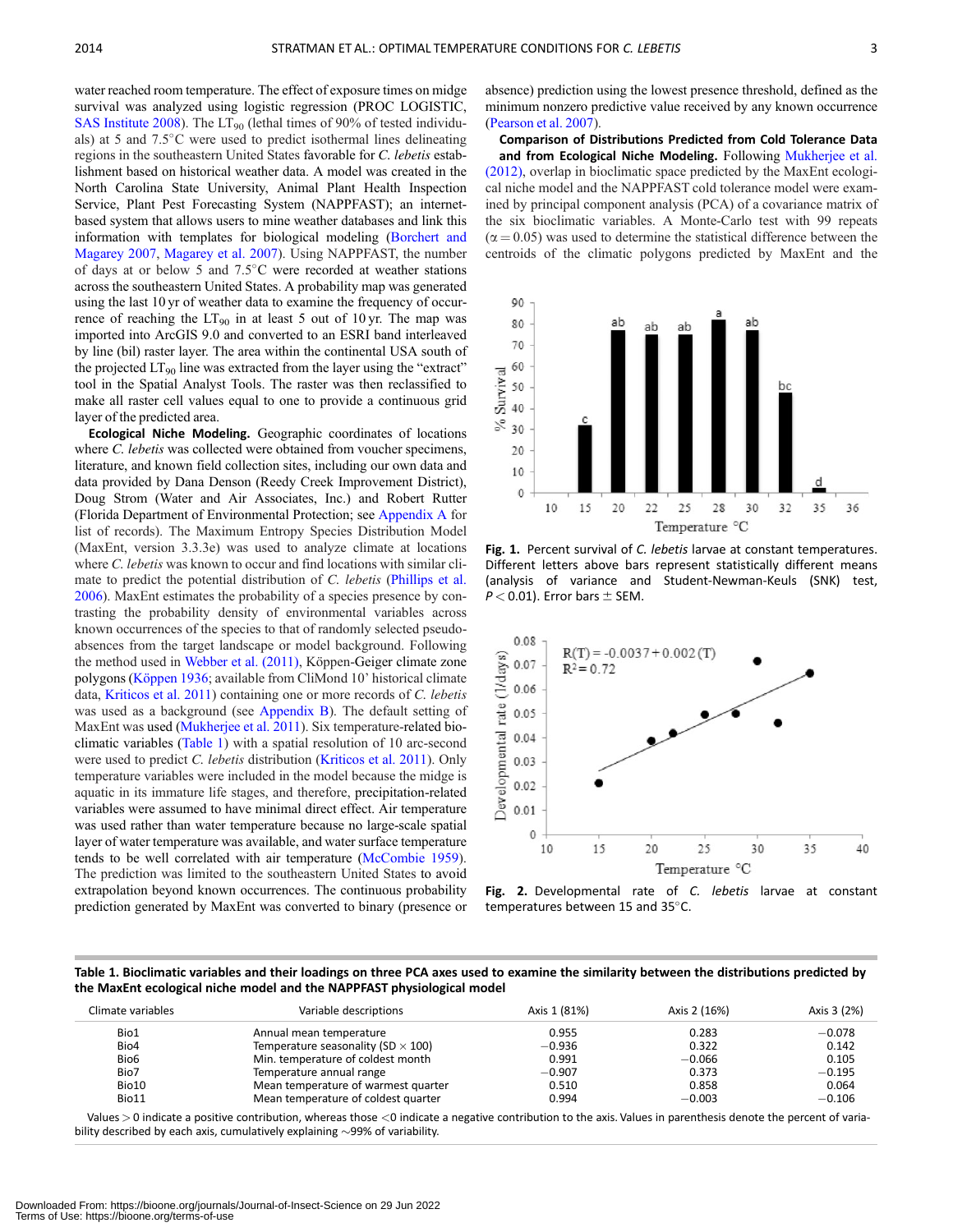water reached room temperature. The effect of exposure times on midge survival was analyzed using logistic regression (PROC LOGISTIC, SAS Institute 2008). The $LT_{90}$ (lethal times of 90% of tested individuals) at 5 and 7.5°C were used to predict isothermal lines delineating regions in the southeastern United States favorable for *C. lebetis* establishment based on historical weather data. A model was created in the North Carolina State University, Animal Plant Health Inspection Service, Plant Pest Forecasting System (NAPPFAST); an internet-based system that allows users to mine weather databases and link this information with templates for biological modeling (Borchert and Magarey 2007, Magarey et al. 2007). Using NAPPFAST, the number of days at or below 5 and 7.5°C were recorded at weather stations across the southeastern United States. A probability map was generated using the last 10 yr of weather data to examine the frequency of occurrence of reaching the $LT_{90}$ in at least 5 out of 10 yr. The map was imported into ArcGIS 9.0 and converted to an ESRI band interleaved by line (bil) raster layer. The area within the continental USA south of the projected $LT_{90}$ line was extracted from the layer using the "extract" tool in the Spatial Analyst Tools. The raster was then reclassified to make all raster cell values equal to one to provide a continuous grid layer of the predicted area.

**Ecological Niche Modeling.** Geographic coordinates of locations where *C. lebetis* was collected were obtained from voucher specimens, literature, and known field collection sites, including our own data and data provided by Dana Denson (Reedy Creek Improvement District), Doug Strom (Water and Air Associates, Inc.) and Robert Rutter (Florida Department of Environmental Protection; see Appendix A for list of records). The Maximum Entropy Species Distribution Model (MaxEnt, version 3.3.3e) was used to analyze climate at locations where *C. lebetis* was known to occur and find locations with similar climate to predict the potential distribution of *C. lebetis* (Phillips et al. 2006). MaxEnt estimates the probability of a species presence by contrasting the probability density of environmental variables across known occurrences of the species to that of randomly selected pseudo-absences from the target landscape or model background. Following the method used in Webber et al. (2011), Köppen-Geiger climate zone polygons (Köppen 1936; available from CliMond 10' historical climate data, Kriticos et al. 2011) containing one or more records of *C. lebetis* was used as a background (see Appendix B). The default setting of MaxEnt was used (Mukherjee et al. 2011). Six temperature-related bioclimatic variables (Table 1) with a spatial resolution of 10 arc-second were used to predict *C. lebetis* distribution (Kriticos et al. 2011). Only temperature variables were included in the model because the midge is aquatic in its immature life stages, and therefore, precipitation-related variables were assumed to have minimal direct effect. Air temperature was used rather than water temperature because no large-scale spatial layer of water temperature was available, and water surface temperature tends to be well correlated with air temperature (McCombie 1959). The prediction was limited to the southeastern United States to avoid extrapolation beyond known occurrences. The continuous probability prediction generated by MaxEnt was converted to binary (presence or absence) prediction using the lowest presence threshold, defined as the minimum nonzero predictive value received by any known occurrence (Pearson et al. 2007).

**Comparison of Distributions Predicted from Cold Tolerance Data and from Ecological Niche Modeling.** Following Mukherjee et al. (2012), overlap in bioclimatic space predicted by the MaxEnt ecological niche model and the NAPPFAST cold tolerance model were examined by principal component analysis (PCA) of a covariance matrix of the six bioclimatic variables. A Monte-Carlo test with 99 repeats ($\alpha = 0.05$) was used to determine the statistical difference between the centroids of the climatic polygons predicted by MaxEnt and the

**Fig. 1.** Percent survival of *C. lebetis* larvae at constant temperatures. Different letters above bars represent statistically different means (analysis of variance and Student-Newman-Keuls (SNK) test, $P < 0.01$). Error bars ± SEM.

**Fig. 2.** Developmental rate of *C. lebetis* larvae at constant temperatures between 15 and 35°C.

**Table 1. Bioclimatic variables and their loadings on three PCA axes used to examine the similarity between the distributions predicted by the MaxEnt ecological niche model and the NAPPFAST physiological model**

| Climate variables | Variable descriptions | Axis 1 (81%) | Axis 2 (16%) | Axis 3 (2%) |
|---|---|---|---|---|
| Bio1 | Annual mean temperature | 0.955 | 0.283 | −0.078 |
| Bio4 | Temperature seasonality (SD × 100) | −0.936 | 0.322 | 0.142 |
| Bio6 | Min. temperature of coldest month | 0.991 | −0.066 | 0.105 |
| Bio7 | Temperature annual range | −0.907 | 0.373 | −0.195 |
| Bio10 | Mean temperature of warmest quarter | 0.510 | 0.858 | 0.064 |
| Bio11 | Mean temperature of coldest quarter | 0.994 | −0.003 | −0.106 |

Values > 0 indicate a positive contribution, whereas those < 0 indicate a negative contribution to the axis. Values in parenthesis denote the percent of variability described by each axis, cumulatively explaining ~99% of variability.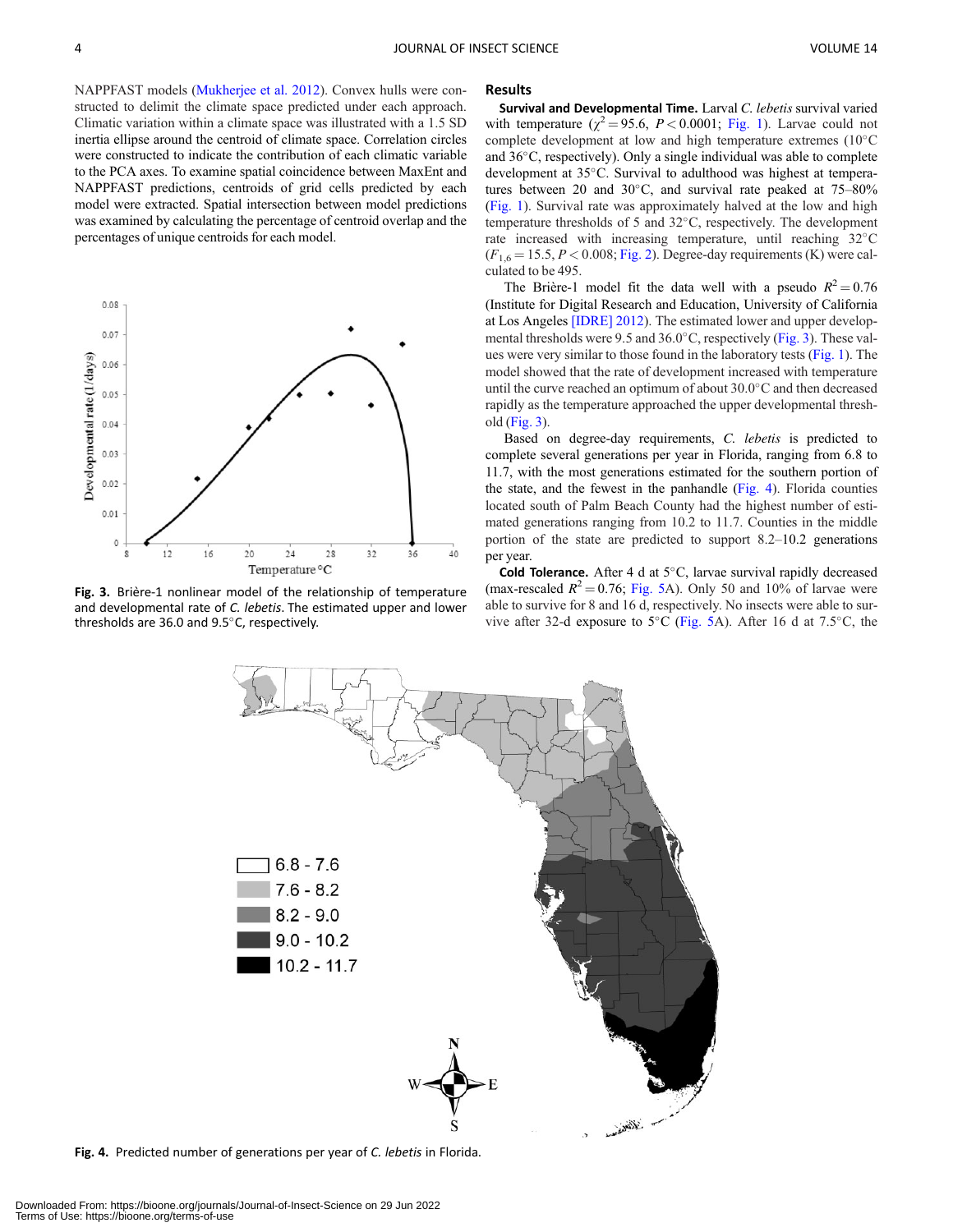NAPPFAST models (Mukherjee et al. 2012). Convex hulls were constructed to delimit the climate space predicted under each approach. Climatic variation within a climate space was illustrated with a 1.5 SD inertia ellipse around the centroid of climate space. Correlation circles were constructed to indicate the contribution of each climatic variable to the PCA axes. To examine spatial coincidence between MaxEnt and NAPPFAST predictions, centroids of grid cells predicted by each model were extracted. Spatial intersection between model predictions was examined by calculating the percentage of centroid overlap and the percentages of unique centroids for each model.

**Fig. 3.** Brière-1 nonlinear model of the relationship of temperature and developmental rate of *C. lebetis*. The estimated upper and lower thresholds are 36.0 and 9.5°C, respectively.

## Results

**Survival and Developmental Time.** Larval *C. lebetis* survival varied with temperature ($\chi^2 = 95.6$, $P < 0.0001$; Fig. 1). Larvae could not complete development at low and high temperature extremes (10°C and 36°C, respectively). Only a single individual was able to complete development at 35°C. Survival to adulthood was highest at temperatures between 20 and 30°C, and survival rate peaked at 75–80% (Fig. 1). Survival rate was approximately halved at the low and high temperature thresholds of 5 and 32°C, respectively. The development rate increased with increasing temperature, until reaching 32°C ($F_{1,6} = 15.5$, $P < 0.008$; Fig. 2). Degree-day requirements (K) were calculated to be 495.

The Brière-1 model fit the data well with a pseudo $R^2 = 0.76$ (Institute for Digital Research and Education, University of California at Los Angeles [IDRE] 2012). The estimated lower and upper developmental thresholds were 9.5 and 36.0°C, respectively (Fig. 3). These values were very similar to those found in the laboratory tests (Fig. 1). The model showed that the rate of development increased with temperature until the curve reached an optimum of about 30.0°C and then decreased rapidly as the temperature approached the upper developmental threshold (Fig. 3).

Based on degree-day requirements, *C. lebetis* is predicted to complete several generations per year in Florida, ranging from 6.8 to 11.7, with the most generations estimated for the southern portion of the state, and the fewest in the panhandle (Fig. 4). Florida counties located south of Palm Beach County had the highest number of estimated generations ranging from 10.2 to 11.7. Counties in the middle portion of the state are predicted to support 8.2–10.2 generations per year.

**Cold Tolerance.** After 4 d at 5°C, larvae survival rapidly decreased (max-rescaled $R^2 = 0.76$; Fig. 5A). Only 50 and 10% of larvae were able to survive for 8 and 16 d, respectively. No insects were able to survive after 32-d exposure to 5°C (Fig. 5A). After 16 d at 7.5°C, the

**Fig. 4.** Predicted number of generations per year of *C. lebetis* in Florida.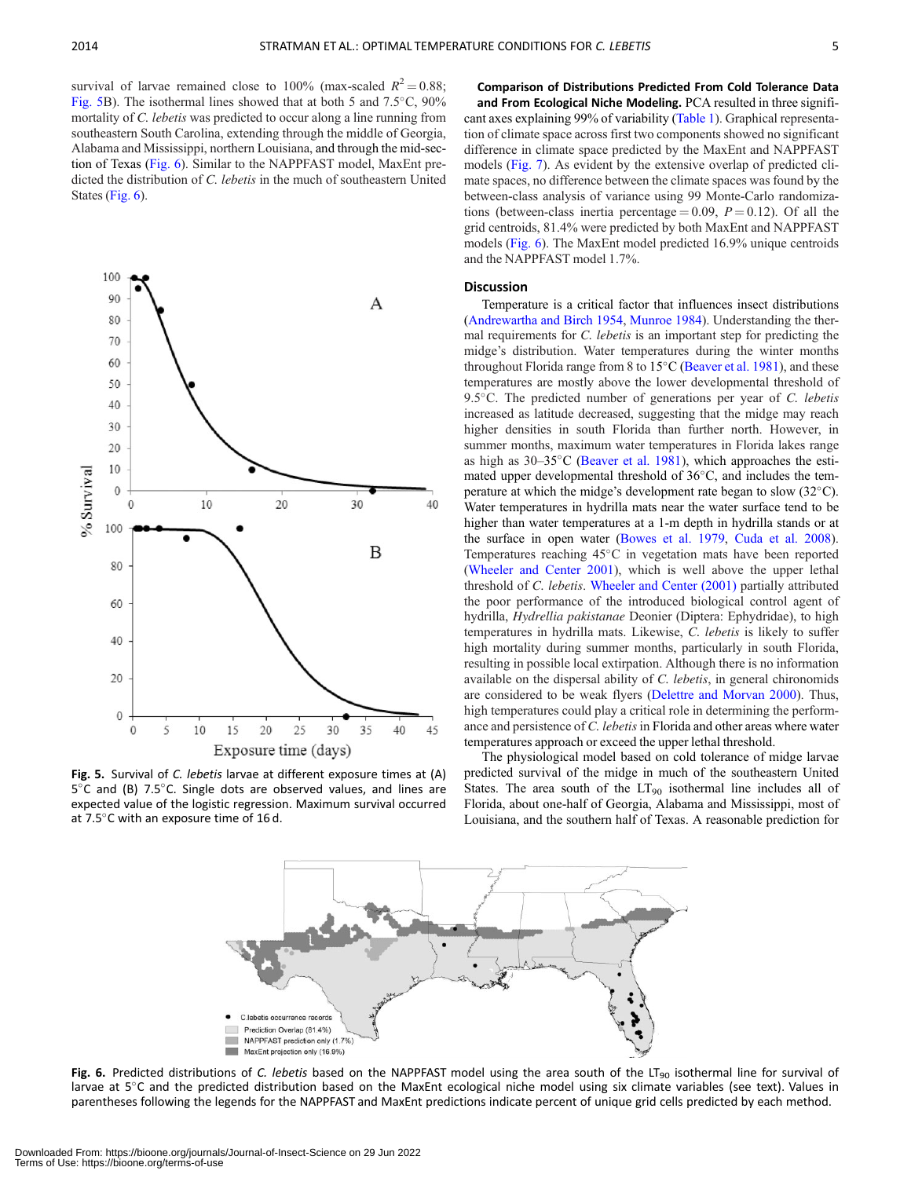survival of larvae remained close to 100% (max-scaled $R^2 = 0.88$; Fig. 5B). The isothermal lines showed that at both 5 and 7.5°C, 90% mortality of *C. lebetis* was predicted to occur along a line running from southeastern South Carolina, extending through the middle of Georgia, Alabama and Mississippi, northern Louisiana, and through the mid-section of Texas (Fig. 6). Similar to the NAPPFAST model, MaxEnt predicted the distribution of *C. lebetis* in the much of southeastern United States (Fig. 6).

Fig. 5. Survival of *C. lebetis* larvae at different exposure times at (A) 5°C and (B) 7.5°C. Single dots are observed values, and lines are expected value of the logistic regression. Maximum survival occurred at 7.5°C with an exposure time of 16 d.

**Comparison of Distributions Predicted From Cold Tolerance Data and From Ecological Niche Modeling.** PCA resulted in three significant axes explaining 99% of variability (Table 1). Graphical representation of climate space across first two components showed no significant difference in climate space predicted by the MaxEnt and NAPPFAST models (Fig. 7). As evident by the extensive overlap of predicted climate spaces, no difference between the climate spaces was found by the between-class analysis of variance using 99 Monte-Carlo randomizations (between-class inertia percentage = 0.09, $P = 0.12$). Of all the grid centroids, 81.4% were predicted by both MaxEnt and NAPPFAST models (Fig. 6). The MaxEnt model predicted 16.9% unique centroids and the NAPPFAST model 1.7%.

## Discussion

Temperature is a critical factor that influences insect distributions (Andrewartha and Birch 1954, Munroe 1984). Understanding the thermal requirements for *C. lebetis* is an important step for predicting the midge's distribution. Water temperatures during the winter months throughout Florida range from 8 to 15°C (Beaver et al. 1981), and these temperatures are mostly above the lower developmental threshold of 9.5°C. The predicted number of generations per year of *C. lebetis* increased as latitude decreased, suggesting that the midge may reach higher densities in south Florida than further north. However, in summer months, maximum water temperatures in Florida lakes range as high as 30–35°C (Beaver et al. 1981), which approaches the estimated upper developmental threshold of 36°C, and includes the temperature at which the midge's development rate began to slow (32°C). Water temperatures in hydrilla mats near the water surface tend to be higher than water temperatures at a 1-m depth in hydrilla stands or at the surface in open water (Bowes et al. 1979, Cuda et al. 2008). Temperatures reaching 45°C in vegetation mats have been reported (Wheeler and Center 2001), which is well above the upper lethal threshold of *C. lebetis*. Wheeler and Center (2001) partially attributed the poor performance of the introduced biological control agent of hydrilla, *Hydrellia pakistanae* Deonier (Diptera: Ephydridae), to high temperatures in hydrilla mats. Likewise, *C. lebetis* is likely to suffer high mortality during summer months, particularly in south Florida, resulting in possible local extirpation. Although there is no information available on the dispersal ability of *C. lebetis*, in general chironomids are considered to be weak flyers (Delettre and Morvan 2000). Thus, high temperatures could play a critical role in determining the performance and persistence of *C. lebetis* in Florida and other areas where water temperatures approach or exceed the upper lethal threshold.

The physiological model based on cold tolerance of midge larvae predicted survival of the midge in much of the southeastern United States. The area south of the $LT_{90}$ isothermal line includes all of Florida, about one-half of Georgia, Alabama and Mississippi, most of Louisiana, and the southern half of Texas. A reasonable prediction for

Fig. 6. Predicted distributions of *C. lebetis* based on the NAPPFAST model using the area south of the $LT_{90}$ isothermal line for survival of larvae at 5°C and the predicted distribution based on the MaxEnt ecological niche model using six climate variables (see text). Values in parentheses following the legends for the NAPPFAST and MaxEnt predictions indicate percent of unique grid cells predicted by each method.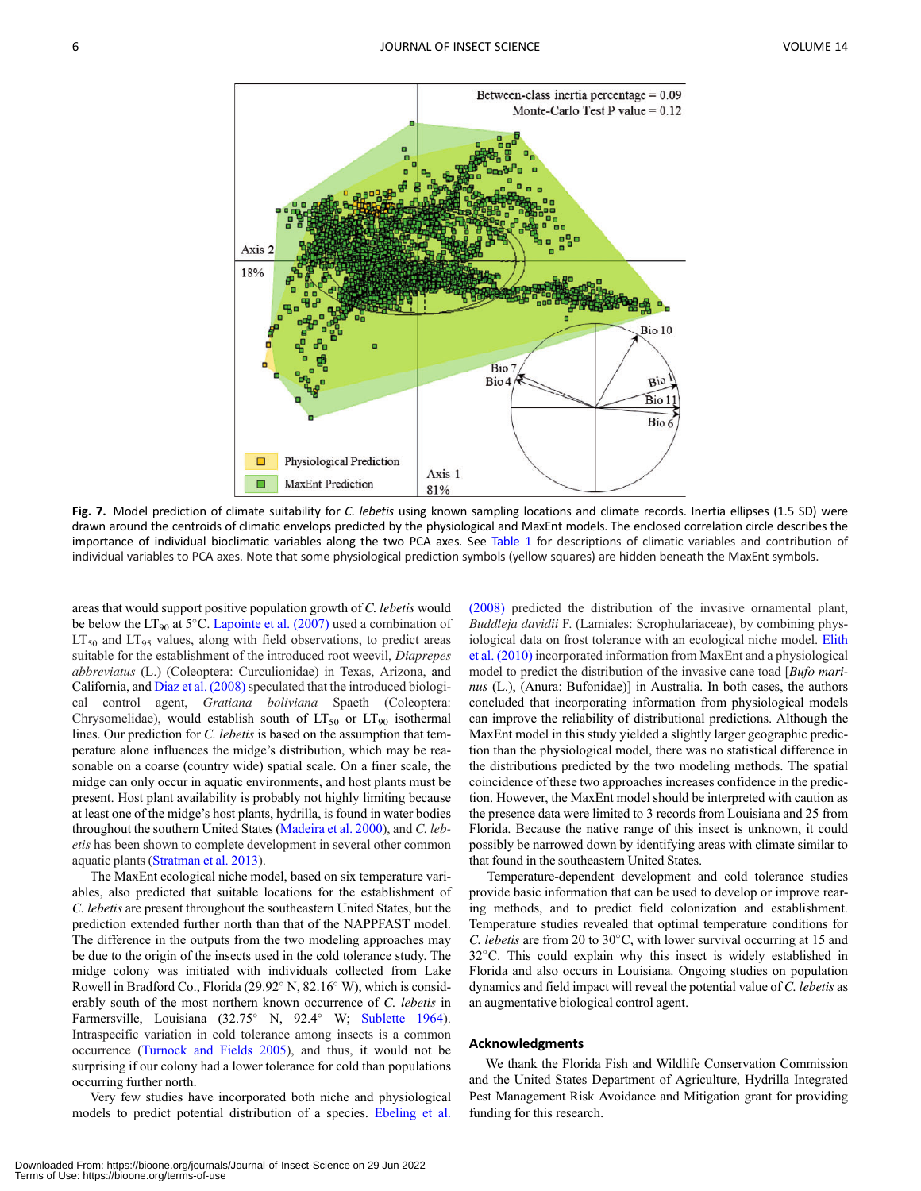Fig. 7. Model prediction of climate suitability for *C. lebetis* using known sampling locations and climate records. Inertia ellipses (1.5 SD) were drawn around the centroids of climatic envelops predicted by the physiological and MaxEnt models. The enclosed correlation circle describes the importance of individual bioclimatic variables along the two PCA axes. See Table 1 for descriptions of climatic variables and contribution of individual variables to PCA axes. Note that some physiological prediction symbols (yellow squares) are hidden beneath the MaxEnt symbols.

areas that would support positive population growth of *C. lebetis* would be below the $LT_{90}$ at 5°C. Lapointe et al. (2007) used a combination of $LT_{50}$ and $LT_{95}$ values, along with field observations, to predict areas suitable for the establishment of the introduced root weevil, *Diaprepes abbreviatus* (L.) (Coleoptera: Curculionidae) in Texas, Arizona, and California, and Diaz et al. (2008) speculated that the introduced biological control agent, *Gratiana boliviana* Spaeth (Coleoptera: Chrysomelidae), would establish south of $LT_{50}$ or $LT_{90}$ isothermal lines. Our prediction for *C. lebetis* is based on the assumption that temperature alone influences the midge's distribution, which may be reasonable on a coarse (country wide) spatial scale. On a finer scale, the midge can only occur in aquatic environments, and host plants must be present. Host plant availability is probably not highly limiting because at least one of the midge's host plants, hydrilla, is found in water bodies throughout the southern United States (Madeira et al. 2000), and *C. lebetis* has been shown to complete development in several other common aquatic plants (Stratman et al. 2013).

The MaxEnt ecological niche model, based on six temperature variables, also predicted that suitable locations for the establishment of *C. lebetis* are present throughout the southeastern United States, but the prediction extended further north than that of the NAPPFAST model. The difference in the outputs from the two modeling approaches may be due to the origin of the insects used in the cold tolerance study. The midge colony was initiated with individuals collected from Lake Rowell in Bradford Co., Florida (29.92° N, 82.16° W), which is considerably south of the most northern known occurrence of *C. lebetis* in Farmersville, Louisiana (32.75° N, 92.4° W; Sublette 1964). Intraspecific variation in cold tolerance among insects is a common occurrence (Turnock and Fields 2005), and thus, it would not be surprising if our colony had a lower tolerance for cold than populations occurring further north.

Very few studies have incorporated both niche and physiological models to predict potential distribution of a species. Ebeling et al. (2008) predicted the distribution of the invasive ornamental plant, *Buddleja davidii* F. (Lamiales: Scrophulariaceae), by combining physiological data on frost tolerance with an ecological niche model. Elith et al. (2010) incorporated information from MaxEnt and a physiological model to predict the distribution of the invasive cane toad [*Bufo marinus* (L.), (Anura: Bufonidae)] in Australia. In both cases, the authors concluded that incorporating information from physiological models can improve the reliability of distributional predictions. Although the MaxEnt model in this study yielded a slightly larger geographic prediction than the physiological model, there was no statistical difference in the distributions predicted by the two modeling methods. The spatial coincidence of these two approaches increases confidence in the prediction. However, the MaxEnt model should be interpreted with caution as the presence data were limited to 3 records from Louisiana and 25 from Florida. Because the native range of this insect is unknown, it could possibly be narrowed down by identifying areas with climate similar to that found in the southeastern United States.

Temperature-dependent development and cold tolerance studies provide basic information that can be used to develop or improve rearing methods, and to predict field colonization and establishment. Temperature studies revealed that optimal temperature conditions for *C. lebetis* are from 20 to 30°C, with lower survival occurring at 15 and 32°C. This could explain why this insect is widely established in Florida and also occurs in Louisiana. Ongoing studies on population dynamics and field impact will reveal the potential value of *C. lebetis* as an augmentative biological control agent.

## Acknowledgments

We thank the Florida Fish and Wildlife Conservation Commission and the United States Department of Agriculture, Hydrilla Integrated Pest Management Risk Avoidance and Mitigation grant for providing funding for this research.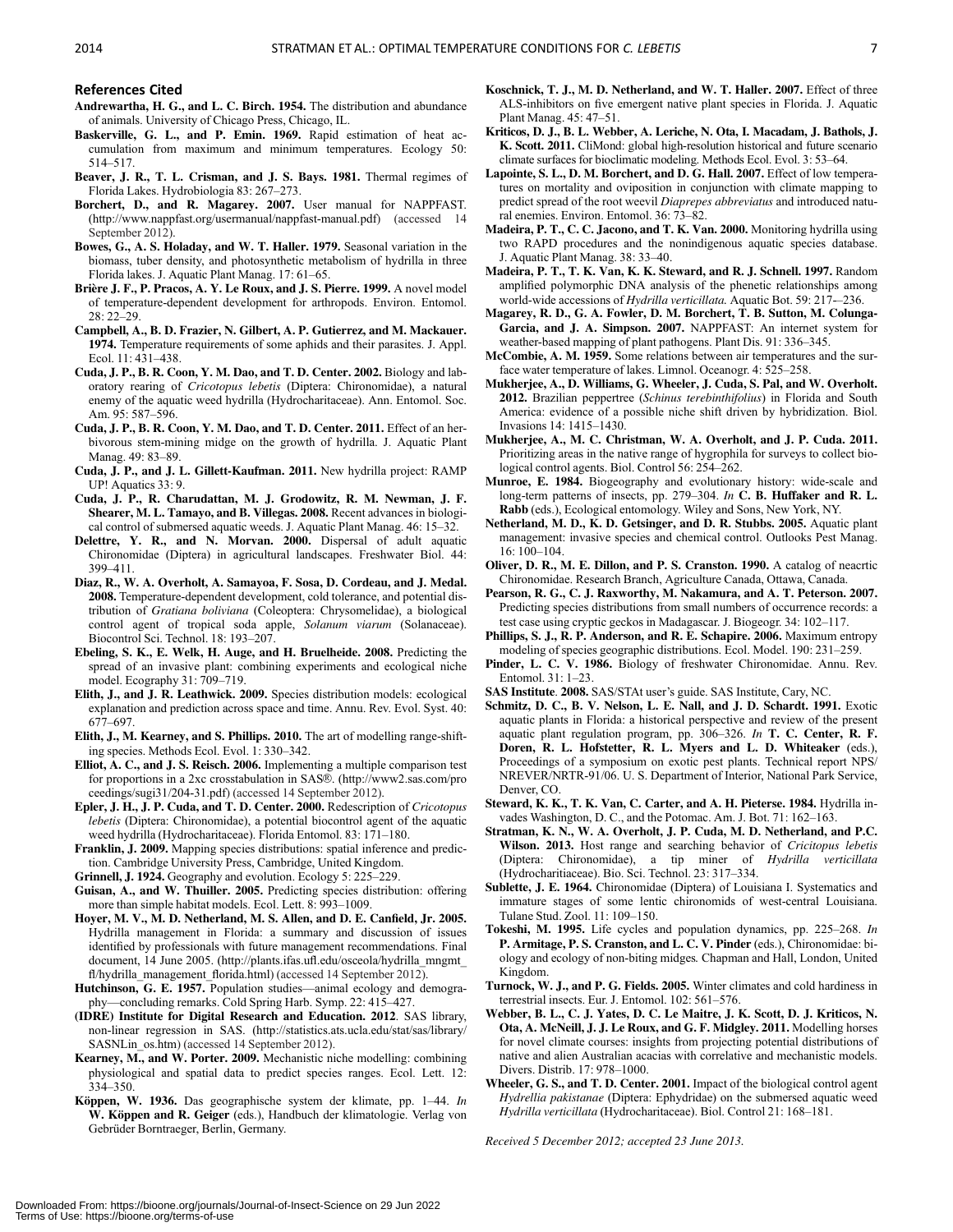## References Cited

**Andrewartha, H. G., and L. C. Birch. 1954.** The distribution and abundance of animals. University of Chicago Press, Chicago, IL.

**Baskerville, G. L., and P. Emin. 1969.** Rapid estimation of heat accumulation from maximum and minimum temperatures. Ecology 50: 514–517.

**Beaver, J. R., T. L. Crisman, and J. S. Bays. 1981.** Thermal regimes of Florida Lakes. Hydrobiologia 83: 267–273.

**Borchert, D., and R. Magarey. 2007.** User manual for NAPPFAST. (http://www.nappfast.org/usermanual/nappfast-manual.pdf) (accessed 14 September 2012).

**Bowes, G., A. S. Holaday, and W. T. Haller. 1979.** Seasonal variation in the biomass, tuber density, and photosynthetic metabolism of hydrilla in three Florida lakes. J. Aquatic Plant Manag. 17: 61–65.

**Brière J. F., P. Pracos, A. Y. Le Roux, and J. S. Pierre. 1999.** A novel model of temperature-dependent development for arthropods. Environ. Entomol. 28: 22–29.

**Campbell, A., B. D. Frazier, N. Gilbert, A. P. Gutierrez, and M. Mackauer. 1974.** Temperature requirements of some aphids and their parasites. J. Appl. Ecol. 11: 431–438.

**Cuda, J. P., B. R. Coon, Y. M. Dao, and T. D. Center. 2002.** Biology and laboratory rearing of *Cricotopus lebetis* (Diptera: Chironomidae), a natural enemy of the aquatic weed hydrilla (Hydrocharitaceae). Ann. Entomol. Soc. Am. 95: 587–596.

**Cuda, J. P., B. R. Coon, Y. M. Dao, and T. D. Center. 2011.** Effect of an herbivorous stem-mining midge on the growth of hydrilla. J. Aquatic Plant Manag. 49: 83–89.

**Cuda, J. P., and J. L. Gillett-Kaufman. 2011.** New hydrilla project: RAMP UP! Aquatics 33: 9.

**Cuda, J. P., R. Charudattan, M. J. Grodowitz, R. M. Newman, J. F. Shearer, M. L. Tamayo, and B. Villegas. 2008.** Recent advances in biological control of submersed aquatic weeds. J. Aquatic Plant Manag. 46: 15–32.

**Delettre, Y. R., and N. Morvan. 2000.** Dispersal of adult aquatic Chironomidae (Diptera) in agricultural landscapes. Freshwater Biol. 44: 399–411.

**Diaz, R., W. A. Overholt, A. Samayoa, F. Sosa, D. Cordeau, and J. Medal. 2008.** Temperature-dependent development, cold tolerance, and potential distribution of *Gratiana boliviana* (Coleoptera: Chrysomelidae), a biological control agent of tropical soda apple, *Solanum viarum* (Solanaceae). Biocontrol Sci. Technol. 18: 193–207.

**Ebeling, S. K., E. Welk, H. Auge, and H. Bruelheide. 2008.** Predicting the spread of an invasive plant: combining experiments and ecological niche model. Ecography 31: 709–719.

**Elith, J., and J. R. Leathwick. 2009.** Species distribution models: ecological explanation and prediction across space and time. Annu. Rev. Evol. Syst. 40: 677–697.

**Elith, J., M. Kearney, and S. Phillips. 2010.** The art of modelling range-shifting species. Methods Ecol. Evol. 1: 330–342.

**Elliot, A. C., and J. S. Reisch. 2006.** Implementing a multiple comparison test for proportions in a 2xc crosstabulation in SAS®. (http://www2.sas.com/proceedings/sugi31/204-31.pdf) (accessed 14 September 2012).

**Epler, J. H., J. P. Cuda, and T. D. Center. 2000.** Redescription of *Cricotopus lebetis* (Diptera: Chironomidae), a potential biocontrol agent of the aquatic weed hydrilla (Hydrocharitaceae). Florida Entomol. 83: 171–180.

**Franklin, J. 2009.** Mapping species distributions: spatial inference and prediction. Cambridge University Press, Cambridge, United Kingdom.

**Grinnell, J. 1924.** Geography and evolution. Ecology 5: 225–229.

**Guisan, A., and W. Thuiller. 2005.** Predicting species distribution: offering more than simple habitat models. Ecol. Lett. 8: 993–1009.

**Hoyer, M. V., M. D. Netherland, M. S. Allen, and D. E. Canfield, Jr. 2005.** Hydrilla management in Florida: a summary and discussion of issues identified by professionals with future management recommendations. Final document, 14 June 2005. (http://plants.ifas.ufl.edu/osceola/hydrilla_mngmt_fl/hydrilla_management_florida.html) (accessed 14 September 2012).

**Hutchinson, G. E. 1957.** Population studies—animal ecology and demography—concluding remarks. Cold Spring Harb. Symp. 22: 415–427.

**(IDRE) Institute for Digital Research and Education. 2012**. SAS library, non-linear regression in SAS. (http://statistics.ats.ucla.edu/stat/sas/library/SASNLin_os.htm) (accessed 14 September 2012).

**Kearney, M., and W. Porter. 2009.** Mechanistic niche modelling: combining physiological and spatial data to predict species ranges. Ecol. Lett. 12: 334–350.

**Köppen, W. 1936.** Das geographische system der klimate, pp. 1–44. *In* **W. Köppen and R. Geiger** (eds.), Handbuch der klimatologie. Verlag von Gebrüder Borntraeger, Berlin, Germany.

**Koschnick, T. J., M. D. Netherland, and W. T. Haller. 2007.** Effect of three ALS-inhibitors on five emergent native plant species in Florida. J. Aquatic Plant Manag. 45: 47–51.

**Kriticos, D. J., B. L. Webber, A. Leriche, N. Ota, I. Macadam, J. Bathols, J. K. Scott. 2011.** CliMond: global high-resolution historical and future scenario climate surfaces for bioclimatic modeling. Methods Ecol. Evol. 3: 53–64.

**Lapointe, S. L., D. M. Borchert, and D. G. Hall. 2007.** Effect of low temperatures on mortality and oviposition in conjunction with climate mapping to predict spread of the root weevil *Diaprepes abbreviatus* and introduced natural enemies. Environ. Entomol. 36: 73–82.

**Madeira, P. T., C. C. Jacono, and T. K. Van. 2000.** Monitoring hydrilla using two RAPD procedures and the nonindigenous aquatic species database. J. Aquatic Plant Manag. 38: 33–40.

**Madeira, P. T., T. K. Van, K. K. Steward, and R. J. Schnell. 1997.** Random amplified polymorphic DNA analysis of the phenetic relationships among world-wide accessions of *Hydrilla verticillata*. Aquatic Bot. 59: 217-–236.

**Magarey, R. D., G. A. Fowler, D. M. Borchert, T. B. Sutton, M. Colunga-Garcia, and J. A. Simpson. 2007.** NAPPFAST: An internet system for weather-based mapping of plant pathogens. Plant Dis. 91: 336–345.

**McCombie, A. M. 1959.** Some relations between air temperatures and the surface water temperature of lakes. Limnol. Oceanogr. 4: 525–258.

**Mukherjee, A., D. Williams, G. Wheeler, J. Cuda, S. Pal, and W. Overholt. 2012.** Brazilian peppertree (*Schinus terebinthifolius*) in Florida and South America: evidence of a possible niche shift driven by hybridization. Biol. Invasions 14: 1415–1430.

**Mukherjee, A., M. C. Christman, W. A. Overholt, and J. P. Cuda. 2011.** Prioritizing areas in the native range of hygrophila for surveys to collect biological control agents. Biol. Control 56: 254–262.

**Munroe, E. 1984.** Biogeography and evolutionary history: wide-scale and long-term patterns of insects, pp. 279–304. *In* **C. B. Huffaker and R. L. Rabb** (eds.), Ecological entomology. Wiley and Sons, New York, NY.

**Netherland, M. D., K. D. Getsinger, and D. R. Stubbs. 2005.** Aquatic plant management: invasive species and chemical control. Outlooks Pest Manag. 16: 100–104.

**Oliver, D. R., M. E. Dillon, and P. S. Cranston. 1990.** A catalog of neacrtic Chironomidae. Research Branch, Agriculture Canada, Ottawa, Canada.

**Pearson, R. G., C. J. Raxworthy, M. Nakamura, and A. T. Peterson. 2007.** Predicting species distributions from small numbers of occurrence records: a test case using cryptic geckos in Madagascar. J. Biogeogr. 34: 102–117.

**Phillips, S. J., R. P. Anderson, and R. E. Schapire. 2006.** Maximum entropy modeling of species geographic distributions. Ecol. Model. 190: 231–259.

**Pinder, L. C. V. 1986.** Biology of freshwater Chironomidae. Annu. Rev. Entomol. 31: 1–23.

**SAS Institute**. **2008.** SAS/STAt user's guide. SAS Institute, Cary, NC.

**Schmitz, D. C., B. V. Nelson, L. E. Nall, and J. D. Schardt. 1991.** Exotic aquatic plants in Florida: a historical perspective and review of the present aquatic plant regulation program, pp. 306–326. *In* **T. C. Center, R. F. Doren, R. L. Hofstetter, R. L. Myers and L. D. Whiteaker** (eds.), Proceedings of a symposium on exotic pest plants. Technical report NPS/NREVER/NRTR-91/06. U. S. Department of Interior, National Park Service, Denver, CO.

**Steward, K. K., T. K. Van, C. Carter, and A. H. Pieterse. 1984.** Hydrilla invades Washington, D. C., and the Potomac. Am. J. Bot. 71: 162–163.

**Stratman, K. N., W. A. Overholt, J. P. Cuda, M. D. Netherland, and P.C. Wilson. 2013.** Host range and searching behavior of *Cricitopus lebetis* (Diptera: Chironomidae), a tip miner of *Hydrilla verticillata* (Hydrocharitiaceae). Bio. Sci. Technol. 23: 317–334.

**Sublette, J. E. 1964.** Chironomidae (Diptera) of Louisiana I. Systematics and immature stages of some lentic chironomids of west-central Louisiana. Tulane Stud. Zool. 11: 109–150.

**Tokeshi, M. 1995.** Life cycles and population dynamics, pp. 225–268. *In* **P. Armitage, P. S. Cranston, and L. C. V. Pinder** (eds.), Chironomidae: biology and ecology of non-biting midges*.* Chapman and Hall, London, United Kingdom.

**Turnock, W. J., and P. G. Fields. 2005.** Winter climates and cold hardiness in terrestrial insects. Eur. J. Entomol. 102: 561–576.

**Webber, B. L., C. J. Yates, D. C. Le Maitre, J. K. Scott, D. J. Kriticos, N. Ota, A. McNeill, J. J. Le Roux, and G. F. Midgley. 2011.** Modelling horses for novel climate courses: insights from projecting potential distributions of native and alien Australian acacias with correlative and mechanistic models. Divers. Distrib. 17: 978–1000.

**Wheeler, G. S., and T. D. Center. 2001.** Impact of the biological control agent *Hydrellia pakistanae* (Diptera: Ephydridae) on the submersed aquatic weed *Hydrilla verticillata* (Hydrocharitaceae). Biol. Control 21: 168–181.

*Received 5 December 2012; accepted 23 June 2013.*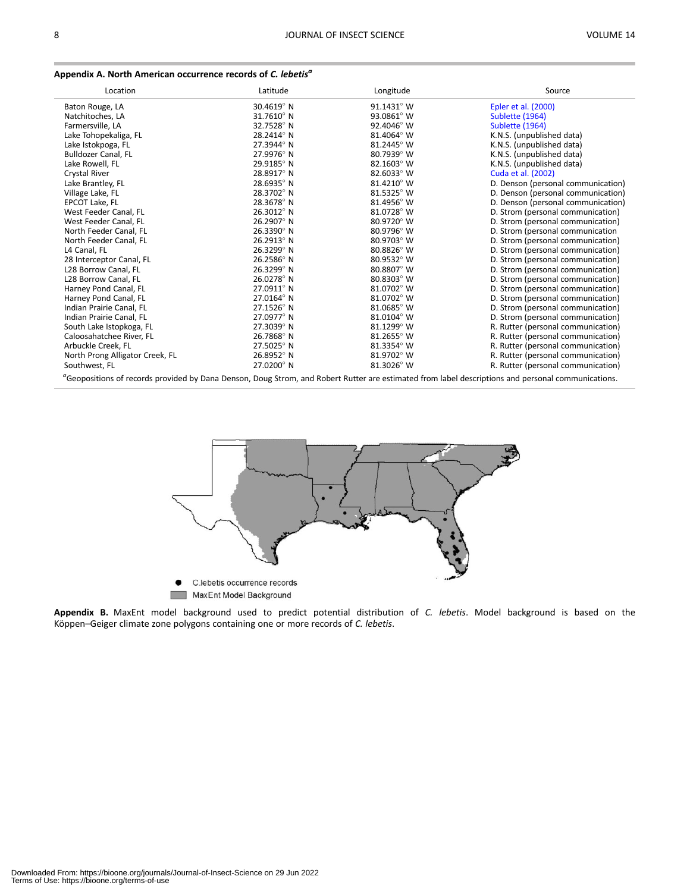**Appendix A. North American occurrence records of *C. lebetis*[a]**

| Location | Latitude | Longitude | Source |
|---|---|---|---|
| Baton Rouge, LA | 30.4619° N | 91.1431° W | Epler et al. (2000) |
| Natchitoches, LA | 31.7610° N | 93.0861° W | Sublette (1964) |
| Farmersville, LA | 32.7528° N | 92.4046° W | Sublette (1964) |
| Lake Tohopekaliga, FL | 28.2414° N | 81.4064° W | K.N.S. (unpublished data) |
| Lake Istokpoga, FL | 27.3944° N | 81.2445° W | K.N.S. (unpublished data) |
| Bulldozer Canal, FL | 27.9976° N | 80.7939° W | K.N.S. (unpublished data) |
| Lake Rowell, FL | 29.9185° N | 82.1603° W | K.N.S. (unpublished data) |
| Crystal River | 28.8917° N | 82.6033° W | Cuda et al. (2002) |
| Lake Brantley, FL | 28.6935° N | 81.4210° W | D. Denson (personal communication) |
| Village Lake, FL | 28.3702° N | 81.5325° W | D. Denson (personal communication) |
| EPCOT Lake, FL | 28.3678° N | 81.4956° W | D. Denson (personal communication) |
| West Feeder Canal, FL | 26.3012° N | 81.0728° W | D. Strom (personal communication) |
| West Feeder Canal, FL | 26.2907° N | 80.9720° W | D. Strom (personal communication) |
| North Feeder Canal, FL | 26.3390° N | 80.9796° W | D. Strom (personal communication |
| North Feeder Canal, FL | 26.2913° N | 80.9703° W | D. Strom (personal communication) |
| L4 Canal, FL | 26.3299° N | 80.8826° W | D. Strom (personal communication) |
| 28 Interceptor Canal, FL | 26.2586° N | 80.9532° W | D. Strom (personal communication) |
| L28 Borrow Canal, FL | 26.3299° N | 80.8807° W | D. Strom (personal communication) |
| L28 Borrow Canal, FL | 26.0278° N | 80.8303° W | D. Strom (personal communication) |
| Harney Pond Canal, FL | 27.0911° N | 81.0702° W | D. Strom (personal communication) |
| Harney Pond Canal, FL | 27.0164° N | 81.0702° W | D. Strom (personal communication) |
| Indian Prairie Canal, FL | 27.1526° N | 81.0685° W | D. Strom (personal communication) |
| Indian Prairie Canal, FL | 27.0977° N | 81.0104° W | D. Strom (personal communication) |
| South Lake Istopkoga, FL | 27.3039° N | 81.1299° W | R. Rutter (personal communication) |
| Caloosahatchee River, FL | 26.7868° N | 81.2655° W | R. Rutter (personal communication) |
| Arbuckle Creek, FL | 27.5025° N | 81.3354° W | R. Rutter (personal communication) |
| North Prong Alligator Creek, FL | 26.8952° N | 81.9702° W | R. Rutter (personal communication) |
| Southwest, FL | 27.0200° N | 81.3026° W | R. Rutter (personal communication) |

[a]Geopositions of records provided by Dana Denson, Doug Strom, and Robert Rutter are estimated from label descriptions and personal communications.

C.lebetis occurrence records

MaxEnt Model Background

**Appendix B.** MaxEnt model background used to predict potential distribution of *C. lebetis*. Model background is based on the Köppen–Geiger climate zone polygons containing one or more records of *C. lebetis*.